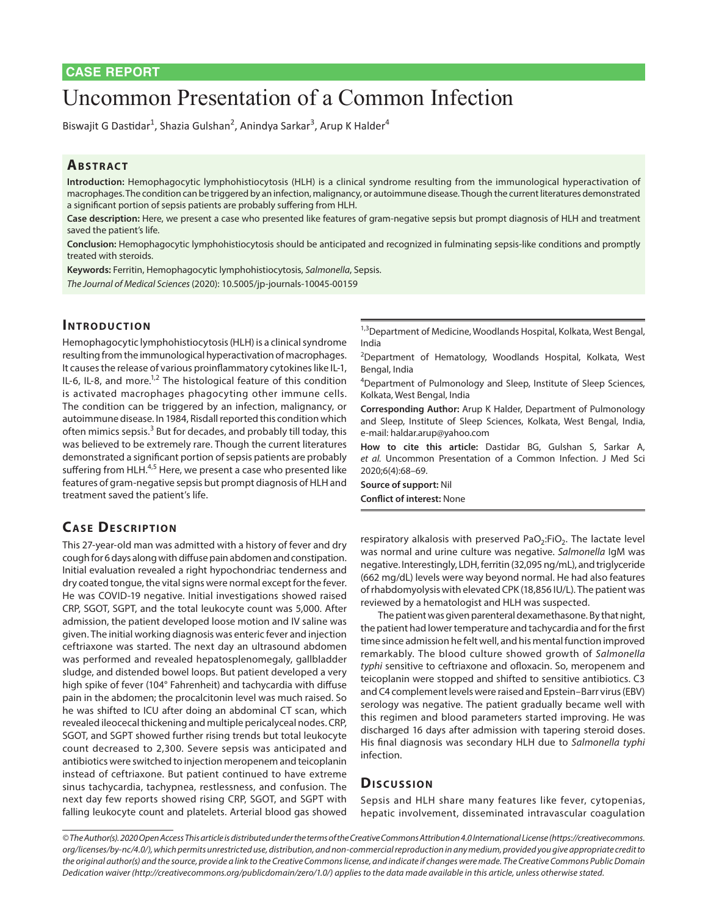CASE REPORT

# Uncommon Presentation of a Common Infection

Biswajit G Dastidar[1], Shazia Gulshan[2], Anindya Sarkar[3], Arup K Halder[4]

## Abstract

**Introduction:** Hemophagocytic lymphohistiocytosis (HLH) is a clinical syndrome resulting from the immunological hyperactivation of macrophages. The condition can be triggered by an infection, malignancy, or autoimmune disease. Though the current literatures demonstrated a significant portion of sepsis patients are probably suffering from HLH.

**Case description:** Here, we present a case who presented like features of gram-negative sepsis but prompt diagnosis of HLH and treatment saved the patient's life.

**Conclusion:** Hemophagocytic lymphohistiocytosis should be anticipated and recognized in fulminating sepsis-like conditions and promptly treated with steroids.

**Keywords:** Ferritin, Hemophagocytic lymphohistiocytosis, *Salmonella*, Sepsis.

*The Journal of Medical Sciences* (2020): 10.5005/jp-journals-10045-00159

## Introduction

Hemophagocytic lymphohistiocytosis (HLH) is a clinical syndrome resulting from the immunological hyperactivation of macrophages. It causes the release of various proinflammatory cytokines like IL-1, IL-6, IL-8, and more.[1,2] The histological feature of this condition is activated macrophages phagocyting other immune cells. The condition can be triggered by an infection, malignancy, or autoimmune disease. In 1984, Risdall reported this condition which often mimics sepsis.[3] But for decades, and probably till today, this was believed to be extremely rare. Though the current literatures demonstrated a significant portion of sepsis patients are probably suffering from HLH.[4,5] Here, we present a case who presented like features of gram-negative sepsis but prompt diagnosis of HLH and treatment saved the patient's life.

## Case Description

This 27-year-old man was admitted with a history of fever and dry cough for 6 days along with diffuse pain abdomen and constipation. Initial evaluation revealed a right hypochondriac tenderness and dry coated tongue, the vital signs were normal except for the fever. He was COVID-19 negative. Initial investigations showed raised CRP, SGOT, SGPT, and the total leukocyte count was 5,000. After admission, the patient developed loose motion and IV saline was given. The initial working diagnosis was enteric fever and injection ceftriaxone was started. The next day an ultrasound abdomen was performed and revealed hepatosplenomegaly, gallbladder sludge, and distended bowel loops. But patient developed a very high spike of fever (104° Fahrenheit) and tachycardia with diffuse pain in the abdomen; the procalcitonin level was much raised. So he was shifted to ICU after doing an abdominal CT scan, which revealed ileocecal thickening and multiple pericalyceal nodes. CRP, SGOT, and SGPT showed further rising trends but total leukocyte count decreased to 2,300. Severe sepsis was anticipated and antibiotics were switched to injection meropenem and teicoplanin instead of ceftriaxone. But patient continued to have extreme sinus tachycardia, tachypnea, restlessness, and confusion. The next day few reports showed rising CRP, SGOT, and SGPT with falling leukocyte count and platelets. Arterial blood gas showed respiratory alkalosis with preserved $PaO_2$:$FiO_2$. The lactate level was normal and urine culture was negative. *Salmonella* IgM was negative. Interestingly, LDH, ferritin (32,095 ng/mL), and triglyceride (662 mg/dL) levels were way beyond normal. He had also features of rhabdomyolysis with elevated CPK (18,856 IU/L). The patient was reviewed by a hematologist and HLH was suspected.

The patient was given parenteral dexamethasone. By that night, the patient had lower temperature and tachycardia and for the first time since admission he felt well, and his mental function improved remarkably. The blood culture showed growth of *Salmonella typhi* sensitive to ceftriaxone and ofloxacin. So, meropenem and teicoplanin were stopped and shifted to sensitive antibiotics. C3 and C4 complement levels were raised and Epstein–Barr virus (EBV) serology was negative. The patient gradually became well with this regimen and blood parameters started improving. He was discharged 16 days after admission with tapering steroid doses. His final diagnosis was secondary HLH due to *Salmonella typhi* infection.

## Discussion

Sepsis and HLH share many features like fever, cytopenias, hepatic involvement, disseminated intravascular coagulation

---

[1,3]Department of Medicine, Woodlands Hospital, Kolkata, West Bengal, India

[2]Department of Hematology, Woodlands Hospital, Kolkata, West Bengal, India

[4]Department of Pulmonology and Sleep, Institute of Sleep Sciences, Kolkata, West Bengal, India

**Corresponding Author:** Arup K Halder, Department of Pulmonology and Sleep, Institute of Sleep Sciences, Kolkata, West Bengal, India, e-mail: haldar.arup@yahoo.com

**How to cite this article:** Dastidar BG, Gulshan S, Sarkar A, *et al.* Uncommon Presentation of a Common Infection. J Med Sci 2020;6(4):68–69.

**Source of support:** Nil

**Conflict of interest:** None

---

*© The Author(s). 2020 Open Access This article is distributed under the terms of the Creative Commons Attribution 4.0 International License (https://creativecommons.org/licenses/by-nc/4.0/), which permits unrestricted use, distribution, and non-commercial reproduction in any medium, provided you give appropriate credit to the original author(s) and the source, provide a link to the Creative Commons license, and indicate if changes were made. The Creative Commons Public Domain Dedication waiver (http://creativecommons.org/publicdomain/zero/1.0/) applies to the data made available in this article, unless otherwise stated.*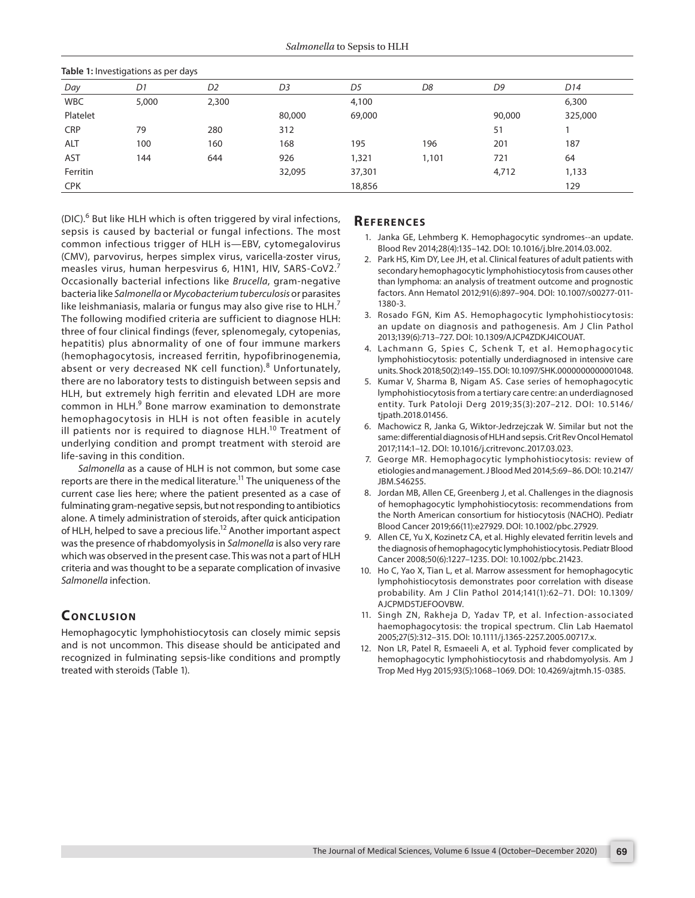**Table 1:** Investigations as per days

| Day | D1 | D2 | D3 | D5 | D8 | D9 | D14 |
|---|---|---|---|---|---|---|---|
| WBC | 5,000 | 2,300 | | 4,100 | | | 6,300 |
| Platelet | | | 80,000 | 69,000 | | 90,000 | 325,000 |
| CRP | 79 | 280 | 312 | | | 51 | 1 |
| ALT | 100 | 160 | 168 | 195 | 196 | 201 | 187 |
| AST | 144 | 644 | 926 | 1,321 | 1,101 | 721 | 64 |
| Ferritin | | | 32,095 | 37,301 | | 4,712 | 1,133 |
| CPK | | | | 18,856 | | | 129 |

(DIC).[6] But like HLH which is often triggered by viral infections, sepsis is caused by bacterial or fungal infections. The most common infectious trigger of HLH is—EBV, cytomegalovirus (CMV), parvovirus, herpes simplex virus, varicella-zoster virus, measles virus, human herpesvirus 6, H1N1, HIV, SARS-CoV2.[7] Occasionally bacterial infections like *Brucella*, gram-negative bacteria like *Salmonella* or *Mycobacterium tuberculosis* or parasites like leishmaniasis, malaria or fungus may also give rise to HLH.[7] The following modified criteria are sufficient to diagnose HLH: three of four clinical findings (fever, splenomegaly, cytopenias, hepatitis) plus abnormality of one of four immune markers (hemophagocytosis, increased ferritin, hypofibrinogenemia, absent or very decreased NK cell function).[8] Unfortunately, there are no laboratory tests to distinguish between sepsis and HLH, but extremely high ferritin and elevated LDH are more common in HLH.[9] Bone marrow examination to demonstrate hemophagocytosis in HLH is not often feasible in acutely ill patients nor is required to diagnose HLH.[10] Treatment of underlying condition and prompt treatment with steroid are life-saving in this condition.

*Salmonella* as a cause of HLH is not common, but some case reports are there in the medical literature.[11] The uniqueness of the current case lies here; where the patient presented as a case of fulminating gram-negative sepsis, but not responding to antibiotics alone. A timely administration of steroids, after quick anticipation of HLH, helped to save a precious life.[12] Another important aspect was the presence of rhabdomyolysis in *Salmonella* is also very rare which was observed in the present case. This was not a part of HLH criteria and was thought to be a separate complication of invasive *Salmonella* infection.

## Conclusion

Hemophagocytic lymphohistiocytosis can closely mimic sepsis and is not uncommon. This disease should be anticipated and recognized in fulminating sepsis-like conditions and promptly treated with steroids (Table 1).

## References

1. Janka GE, Lehmberg K. Hemophagocytic syndromes--an update. Blood Rev 2014;28(4):135–142. DOI: 10.1016/j.blre.2014.03.002.
2. Park HS, Kim DY, Lee JH, et al. Clinical features of adult patients with secondary hemophagocytic lymphohistiocytosis from causes other than lymphoma: an analysis of treatment outcome and prognostic factors. Ann Hematol 2012;91(6):897–904. DOI: 10.1007/s00277-011-1380-3.
3. Rosado FGN, Kim AS. Hemophagocytic lymphohistiocytosis: an update on diagnosis and pathogenesis. Am J Clin Pathol 2013;139(6):713–727. DOI: 10.1309/AJCP4ZDKJ4ICOUAT.
4. Lachmann G, Spies C, Schenk T, et al. Hemophagocytic lymphohistiocytosis: potentially underdiagnosed in intensive care units. Shock 2018;50(2):149–155. DOI: 10.1097/SHK.0000000000001048.
5. Kumar V, Sharma B, Nigam AS. Case series of hemophagocytic lymphohistiocytosis from a tertiary care centre: an underdiagnosed entity. Turk Patoloji Derg 2019;35(3):207–212. DOI: 10.5146/tjpath.2018.01456.
6. Machowicz R, Janka G, Wiktor-Jedrzejczak W. Similar but not the same: differential diagnosis of HLH and sepsis. Crit Rev Oncol Hematol 2017;114:1–12. DOI: 10.1016/j.critrevonc.2017.03.023.
7. George MR. Hemophagocytic lymphohistiocytosis: review of etiologies and management. J Blood Med 2014;5:69–86. DOI: 10.2147/JBM.S46255.
8. Jordan MB, Allen CE, Greenberg J, et al. Challenges in the diagnosis of hemophagocytic lymphohistiocytosis: recommendations from the North American consortium for histiocytosis (NACHO). Pediatr Blood Cancer 2019;66(11):e27929. DOI: 10.1002/pbc.27929.
9. Allen CE, Yu X, Kozinetz CA, et al. Highly elevated ferritin levels and the diagnosis of hemophagocytic lymphohistiocytosis. Pediatr Blood Cancer 2008;50(6):1227–1235. DOI: 10.1002/pbc.21423.
10. Ho C, Yao X, Tian L, et al. Marrow assessment for hemophagocytic lymphohistiocytosis demonstrates poor correlation with disease probability. Am J Clin Pathol 2014;141(1):62–71. DOI: 10.1309/AJCPMD5TJEFOOVBW.
11. Singh ZN, Rakheja D, Yadav TP, et al. Infection-associated haemophagocytosis: the tropical spectrum. Clin Lab Haematol 2005;27(5):312–315. DOI: 10.1111/j.1365-2257.2005.00717.x.
12. Non LR, Patel R, Esmaeeli A, et al. Typhoid fever complicated by hemophagocytic lymphohistiocytosis and rhabdomyolysis. Am J Trop Med Hyg 2015;93(5):1068–1069. DOI: 10.4269/ajtmh.15-0385.